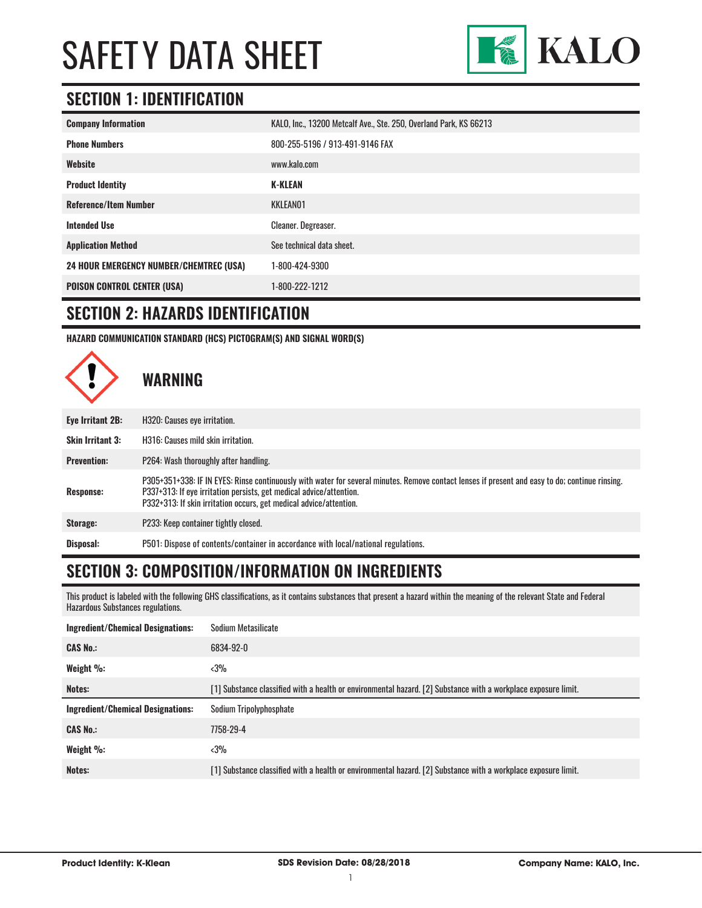# SAFETY DATA SHEET

KALO

## SECTION 1: IDENTIFICATION

| | |
|---|---|
| **Company Information** | KALO, Inc., 13200 Metcalf Ave., Ste. 250, Overland Park, KS 66213 |
| **Phone Numbers** | 800-255-5196 / 913-491-9146 FAX |
| **Website** | www.kalo.com |
| **Product Identity** | **K-KLEAN** |
| **Reference/Item Number** | KKLEAN01 |
| **Intended Use** | Cleaner. Degreaser. |
| **Application Method** | See technical data sheet. |
| **24 HOUR EMERGENCY NUMBER/CHEMTREC (USA)** | 1-800-424-9300 |
| **POISON CONTROL CENTER (USA)** | 1-800-222-1212 |

## SECTION 2: HAZARDS IDENTIFICATION

**HAZARD COMMUNICATION STANDARD (HCS) PICTOGRAM(S) AND SIGNAL WORD(S)**

**WARNING**

| | |
|---|---|
| **Eye Irritant 2B:** | H320: Causes eye irritation. |
| **Skin Irritant 3:** | H316: Causes mild skin irritation. |
| **Prevention:** | P264: Wash thoroughly after handling. |
| **Response:** | P305+351+338: IF IN EYES: Rinse continuously with water for several minutes. Remove contact lenses if present and easy to do; continue rinsing.<br>P337+313: If eye irritation persists, get medical advice/attention.<br>P332+313: If skin irritation occurs, get medical advice/attention. |
| **Storage:** | P233: Keep container tightly closed. |
| **Disposal:** | P501: Dispose of contents/container in accordance with local/national regulations. |

## SECTION 3: COMPOSITION/INFORMATION ON INGREDIENTS

This product is labeled with the following GHS classifications, as it contains substances that present a hazard within the meaning of the relevant State and Federal Hazardous Substances regulations.

| | |
|---|---|
| **Ingredient/Chemical Designations:** | Sodium Metasilicate |
| **CAS No.:** | 6834-92-0 |
| **Weight %:** | <3% |
| **Notes:** | [1] Substance classified with a health or environmental hazard. [2] Substance with a workplace exposure limit. |
| **Ingredient/Chemical Designations:** | Sodium Tripolyphosphate |
| **CAS No.:** | 7758-29-4 |
| **Weight %:** | <3% |
| **Notes:** | [1] Substance classified with a health or environmental hazard. [2] Substance with a workplace exposure limit. |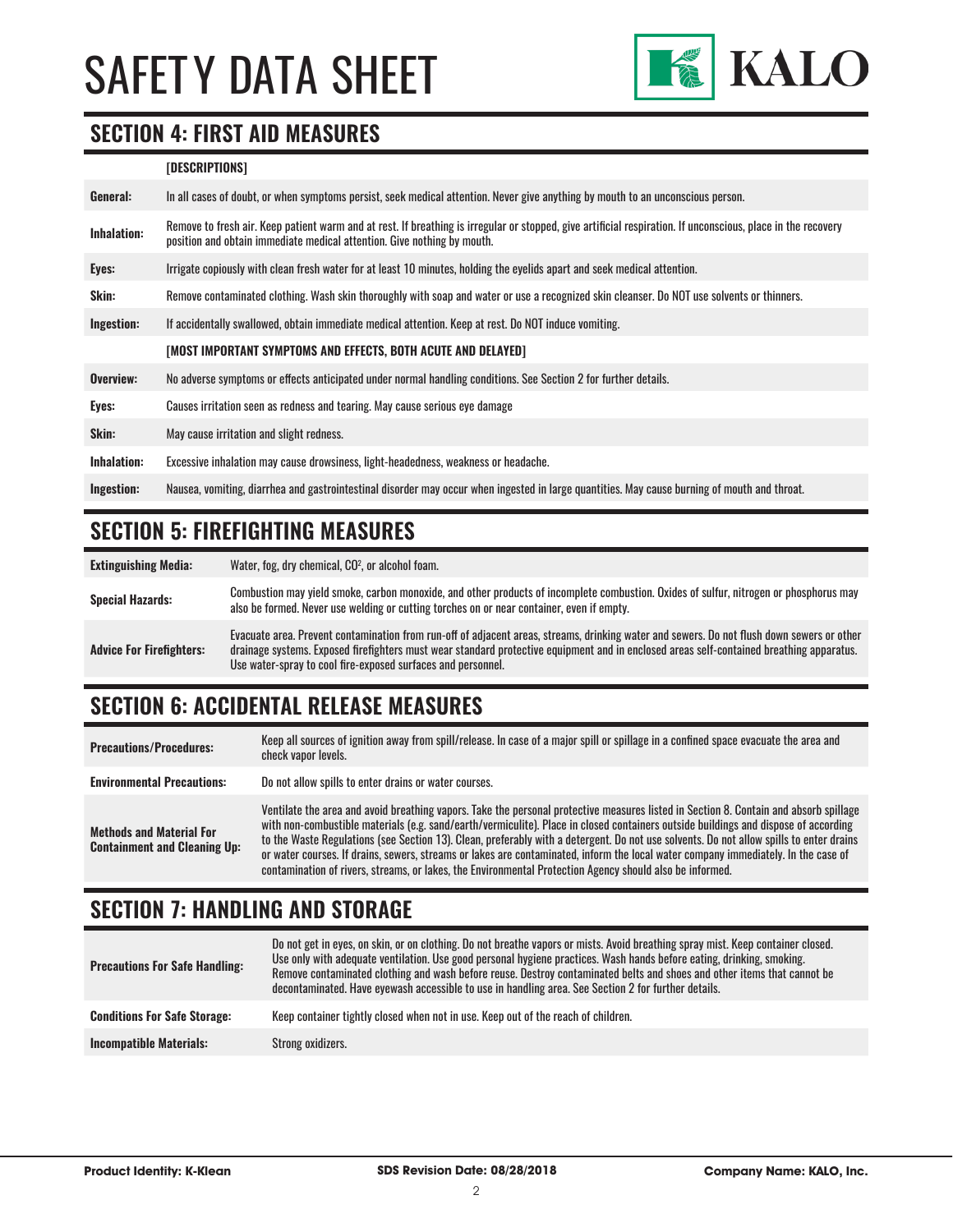## SECTION 4: FIRST AID MEASURES

| | [DESCRIPTIONS] |
|---|---|
| **General:** | In all cases of doubt, or when symptoms persist, seek medical attention. Never give anything by mouth to an unconscious person. |
| **Inhalation:** | Remove to fresh air. Keep patient warm and at rest. If breathing is irregular or stopped, give artificial respiration. If unconscious, place in the recovery position and obtain immediate medical attention. Give nothing by mouth. |
| **Eyes:** | Irrigate copiously with clean fresh water for at least 10 minutes, holding the eyelids apart and seek medical attention. |
| **Skin:** | Remove contaminated clothing. Wash skin thoroughly with soap and water or use a recognized skin cleanser. Do NOT use solvents or thinners. |
| **Ingestion:** | If accidentally swallowed, obtain immediate medical attention. Keep at rest. Do NOT induce vomiting. |
| | **[MOST IMPORTANT SYMPTOMS AND EFFECTS, BOTH ACUTE AND DELAYED]** |
| **Overview:** | No adverse symptoms or effects anticipated under normal handling conditions. See Section 2 for further details. |
| **Eyes:** | Causes irritation seen as redness and tearing. May cause serious eye damage |
| **Skin:** | May cause irritation and slight redness. |
| **Inhalation:** | Excessive inhalation may cause drowsiness, light-headedness, weakness or headache. |
| **Ingestion:** | Nausea, vomiting, diarrhea and gastrointestinal disorder may occur when ingested in large quantities. May cause burning of mouth and throat. |

## SECTION 5: FIREFIGHTING MEASURES

| | |
|---|---|
| **Extinguishing Media:** | Water, fog, dry chemical, $CO^2$, or alcohol foam. |
| **Special Hazards:** | Combustion may yield smoke, carbon monoxide, and other products of incomplete combustion. Oxides of sulfur, nitrogen or phosphorus may also be formed. Never use welding or cutting torches on or near container, even if empty. |
| **Advice For Firefighters:** | Evacuate area. Prevent contamination from run-off of adjacent areas, streams, drinking water and sewers. Do not flush down sewers or other drainage systems. Exposed firefighters must wear standard protective equipment and in enclosed areas self-contained breathing apparatus. Use water-spray to cool fire-exposed surfaces and personnel. |

## SECTION 6: ACCIDENTAL RELEASE MEASURES

| | |
|---|---|
| **Precautions/Procedures:** | Keep all sources of ignition away from spill/release. In case of a major spill or spillage in a confined space evacuate the area and check vapor levels. |
| **Environmental Precautions:** | Do not allow spills to enter drains or water courses. |
| **Methods and Material For Containment and Cleaning Up:** | Ventilate the area and avoid breathing vapors. Take the personal protective measures listed in Section 8. Contain and absorb spillage with non-combustible materials (e.g. sand/earth/vermiculite). Place in closed containers outside buildings and dispose of according to the Waste Regulations (see Section 13). Clean, preferably with a detergent. Do not use solvents. Do not allow spills to enter drains or water courses. If drains, sewers, streams or lakes are contaminated, inform the local water company immediately. In the case of contamination of rivers, streams, or lakes, the Environmental Protection Agency should also be informed. |

## SECTION 7: HANDLING AND STORAGE

| | |
|---|---|
| **Precautions For Safe Handling:** | Do not get in eyes, on skin, or on clothing. Do not breathe vapors or mists. Avoid breathing spray mist. Keep container closed. Use only with adequate ventilation. Use good personal hygiene practices. Wash hands before eating, drinking, smoking. Remove contaminated clothing and wash before reuse. Destroy contaminated belts and shoes and other items that cannot be decontaminated. Have eyewash accessible to use in handling area. See Section 2 for further details. |
| **Conditions For Safe Storage:** | Keep container tightly closed when not in use. Keep out of the reach of children. |
| **Incompatible Materials:** | Strong oxidizers. |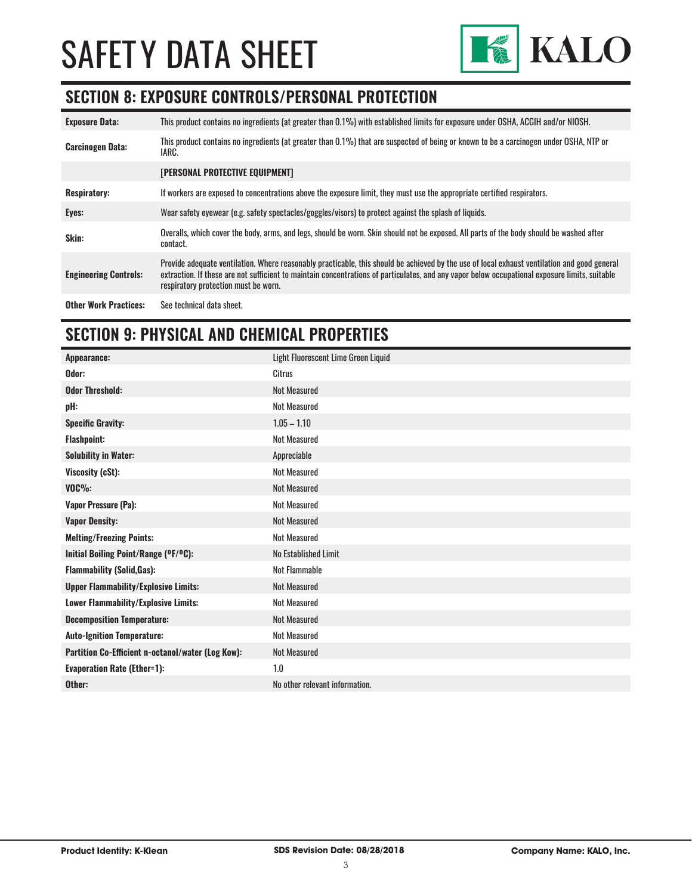# SAFETY DATA SHEET

## SECTION 8: EXPOSURE CONTROLS/PERSONAL PROTECTION

| | |
|---|---|
| **Exposure Data:** | This product contains no ingredients (at greater than 0.1%) with established limits for exposure under OSHA, ACGIH and/or NIOSH. |
| **Carcinogen Data:** | This product contains no ingredients (at greater than 0.1%) that are suspected of being or known to be a carcinogen under OSHA, NTP or IARC. |
| | **[PERSONAL PROTECTIVE EQUIPMENT]** |
| **Respiratory:** | If workers are exposed to concentrations above the exposure limit, they must use the appropriate certified respirators. |
| **Eyes:** | Wear safety eyewear (e.g. safety spectacles/goggles/visors) to protect against the splash of liquids. |
| **Skin:** | Overalls, which cover the body, arms, and legs, should be worn. Skin should not be exposed. All parts of the body should be washed after contact. |
| **Engineering Controls:** | Provide adequate ventilation. Where reasonably practicable, this should be achieved by the use of local exhaust ventilation and good general extraction. If these are not sufficient to maintain concentrations of particulates, and any vapor below occupational exposure limits, suitable respiratory protection must be worn. |
| **Other Work Practices:** | See technical data sheet. |

## SECTION 9: PHYSICAL AND CHEMICAL PROPERTIES

| | |
|---|---|
| **Appearance:** | Light Fluorescent Lime Green Liquid |
| **Odor:** | Citrus |
| **Odor Threshold:** | Not Measured |
| **pH:** | Not Measured |
| **Specific Gravity:** | 1.05 – 1.10 |
| **Flashpoint:** | Not Measured |
| **Solubility in Water:** | Appreciable |
| **Viscosity (cSt):** | Not Measured |
| **VOC%:** | Not Measured |
| **Vapor Pressure (Pa):** | Not Measured |
| **Vapor Density:** | Not Measured |
| **Melting/Freezing Points:** | Not Measured |
| **Initial Boiling Point/Range (ºF/ºC):** | No Established Limit |
| **Flammability (Solid,Gas):** | Not Flammable |
| **Upper Flammability/Explosive Limits:** | Not Measured |
| **Lower Flammability/Explosive Limits:** | Not Measured |
| **Decomposition Temperature:** | Not Measured |
| **Auto-Ignition Temperature:** | Not Measured |
| **Partition Co-Efficient n-octanol/water (Log Kow):** | Not Measured |
| **Evaporation Rate (Ether=1):** | 1.0 |
| **Other:** | No other relevant information. |

**Product Identity: K-Klean** | **SDS Revision Date: 08/28/2018** | **Company Name: KALO, Inc.**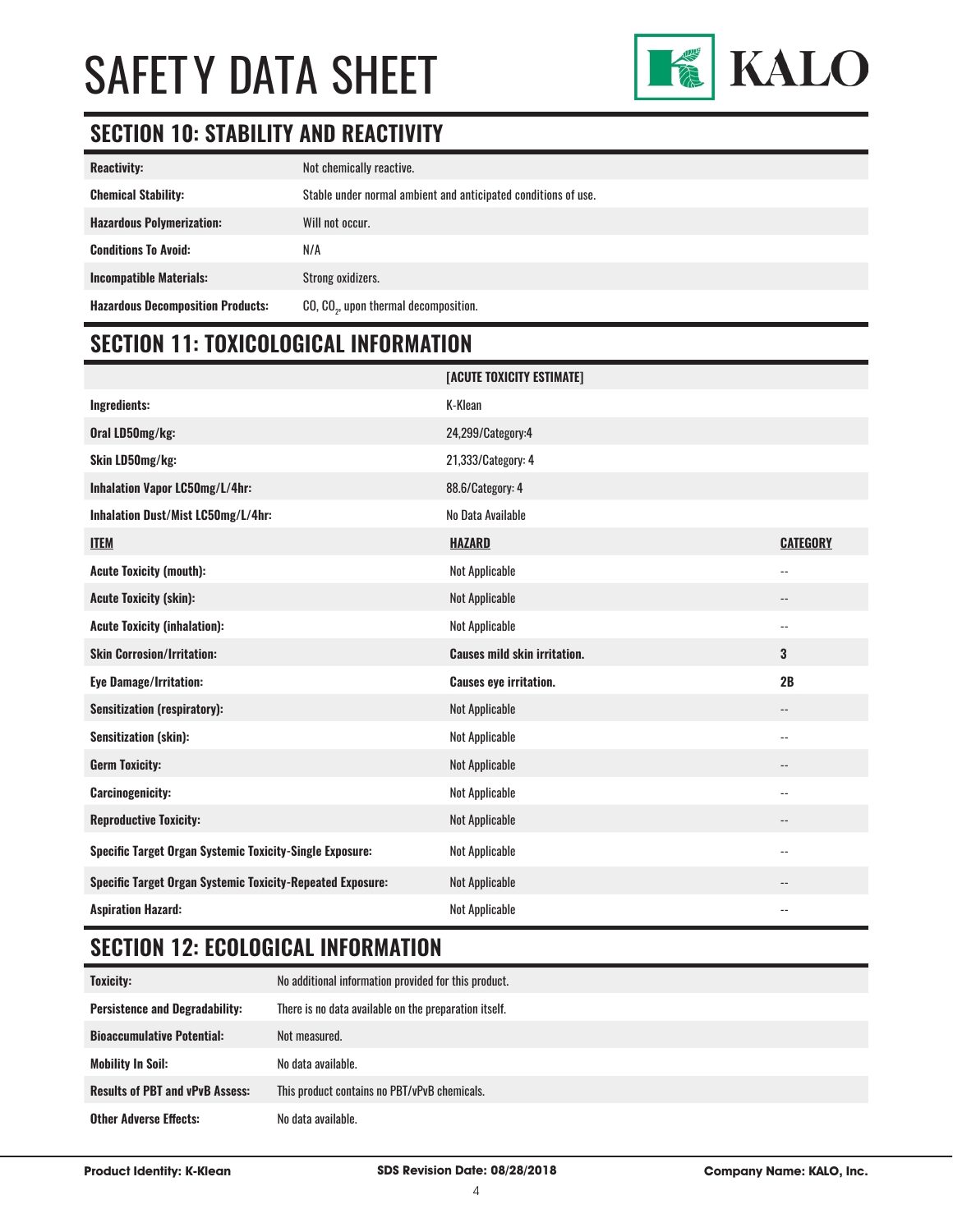# SAFETY DATA SHEET

## SECTION 10: STABILITY AND REACTIVITY

| | |
|---|---|
| **Reactivity:** | Not chemically reactive. |
| **Chemical Stability:** | Stable under normal ambient and anticipated conditions of use. |
| **Hazardous Polymerization:** | Will not occur. |
| **Conditions To Avoid:** | N/A |
| **Incompatible Materials:** | Strong oxidizers. |
| **Hazardous Decomposition Products:** | CO, $CO_2$, upon thermal decomposition. |

## SECTION 11: TOXICOLOGICAL INFORMATION

| | [ACUTE TOXICITY ESTIMATE] | |
|---|---|---|
| **Ingredients:** | K-Klean | |
| **Oral LD50mg/kg:** | 24,299/Category:4 | |
| **Skin LD50mg/kg:** | 21,333/Category: 4 | |
| **Inhalation Vapor LC50mg/L/4hr:** | 88.6/Category: 4 | |
| **Inhalation Dust/Mist LC50mg/L/4hr:** | No Data Available | |
| **ITEM** | **HAZARD** | **CATEGORY** |
| **Acute Toxicity (mouth):** | Not Applicable | -- |
| **Acute Toxicity (skin):** | Not Applicable | -- |
| **Acute Toxicity (inhalation):** | Not Applicable | -- |
| **Skin Corrosion/Irritation:** | **Causes mild skin irritation.** | **3** |
| **Eye Damage/Irritation:** | **Causes eye irritation.** | **2B** |
| **Sensitization (respiratory):** | Not Applicable | -- |
| **Sensitization (skin):** | Not Applicable | -- |
| **Germ Toxicity:** | Not Applicable | -- |
| **Carcinogenicity:** | Not Applicable | -- |
| **Reproductive Toxicity:** | Not Applicable | -- |
| **Specific Target Organ Systemic Toxicity-Single Exposure:** | Not Applicable | -- |
| **Specific Target Organ Systemic Toxicity-Repeated Exposure:** | Not Applicable | -- |
| **Aspiration Hazard:** | Not Applicable | -- |

## SECTION 12: ECOLOGICAL INFORMATION

| | |
|---|---|
| **Toxicity:** | No additional information provided for this product. |
| **Persistence and Degradability:** | There is no data available on the preparation itself. |
| **Bioaccumulative Potential:** | Not measured. |
| **Mobility In Soil:** | No data available. |
| **Results of PBT and vPvB Assess:** | This product contains no PBT/vPvB chemicals. |
| **Other Adverse Effects:** | No data available. |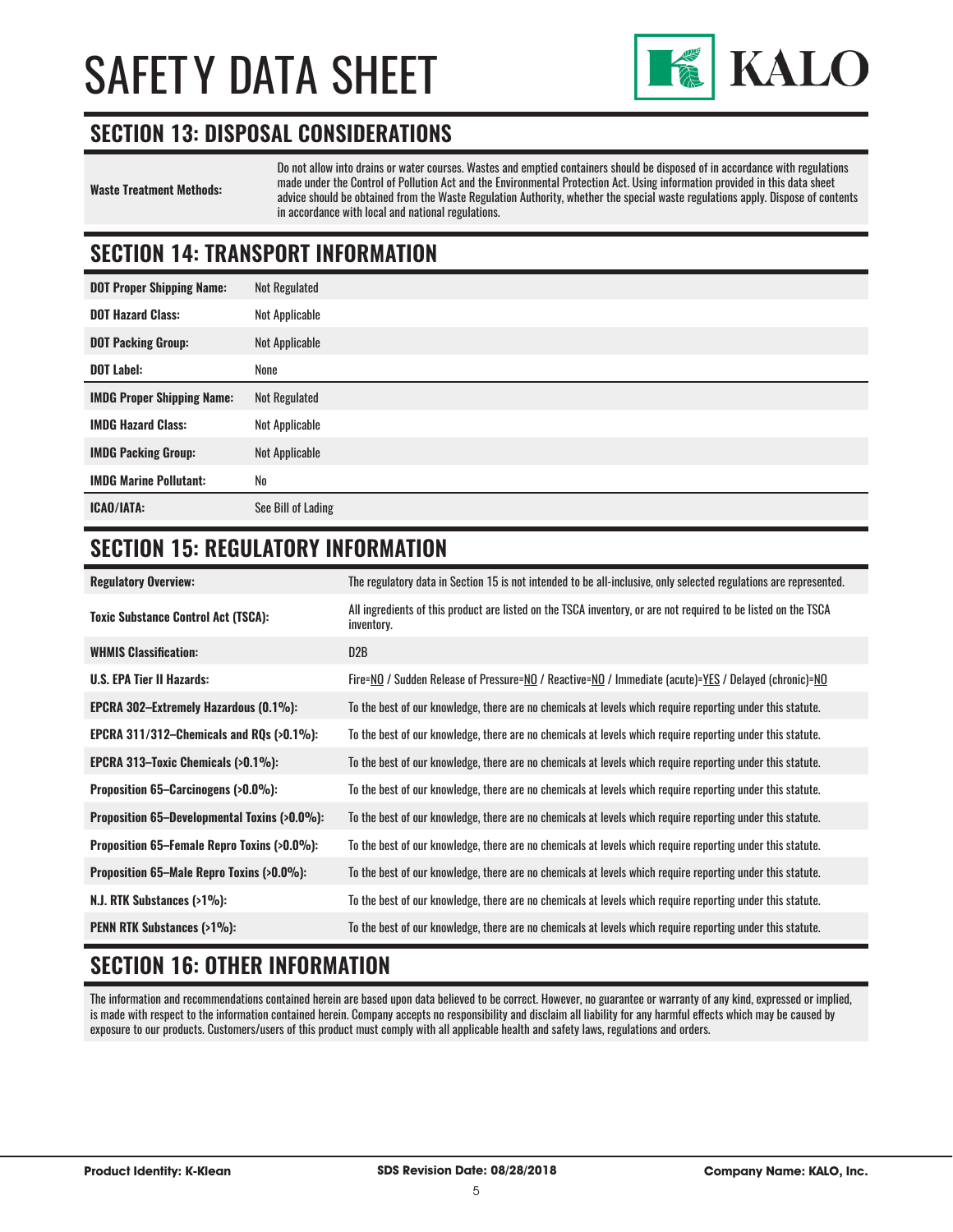# SAFETY DATA SHEET

## SECTION 13: DISPOSAL CONSIDERATIONS

| | |
|---|---|
| **Waste Treatment Methods:** | Do not allow into drains or water courses. Wastes and emptied containers should be disposed of in accordance with regulations made under the Control of Pollution Act and the Environmental Protection Act. Using information provided in this data sheet advice should be obtained from the Waste Regulation Authority, whether the special waste regulations apply. Dispose of contents in accordance with local and national regulations. |

## SECTION 14: TRANSPORT INFORMATION

| | |
|---|---|
| **DOT Proper Shipping Name:** | Not Regulated |
| **DOT Hazard Class:** | Not Applicable |
| **DOT Packing Group:** | Not Applicable |
| **DOT Label:** | None |
| **IMDG Proper Shipping Name:** | Not Regulated |
| **IMDG Hazard Class:** | Not Applicable |
| **IMDG Packing Group:** | Not Applicable |
| **IMDG Marine Pollutant:** | No |
| **ICAO/IATA:** | See Bill of Lading |

## SECTION 15: REGULATORY INFORMATION

| | |
|---|---|
| **Regulatory Overview:** | The regulatory data in Section 15 is not intended to be all-inclusive, only selected regulations are represented. |
| **Toxic Substance Control Act (TSCA):** | All ingredients of this product are listed on the TSCA inventory, or are not required to be listed on the TSCA inventory. |
| **WHMIS Classification:** | D2B |
| **U.S. EPA Tier II Hazards:** | Fire=NO / Sudden Release of Pressure=NO / Reactive=NO / Immediate (acute)=YES / Delayed (chronic)=NO |
| **EPCRA 302–Extremely Hazardous (0.1%):** | To the best of our knowledge, there are no chemicals at levels which require reporting under this statute. |
| **EPCRA 311/312–Chemicals and RQs (>0.1%):** | To the best of our knowledge, there are no chemicals at levels which require reporting under this statute. |
| **EPCRA 313–Toxic Chemicals (>0.1%):** | To the best of our knowledge, there are no chemicals at levels which require reporting under this statute. |
| **Proposition 65–Carcinogens (>0.0%):** | To the best of our knowledge, there are no chemicals at levels which require reporting under this statute. |
| **Proposition 65–Developmental Toxins (>0.0%):** | To the best of our knowledge, there are no chemicals at levels which require reporting under this statute. |
| **Proposition 65–Female Repro Toxins (>0.0%):** | To the best of our knowledge, there are no chemicals at levels which require reporting under this statute. |
| **Proposition 65–Male Repro Toxins (>0.0%):** | To the best of our knowledge, there are no chemicals at levels which require reporting under this statute. |
| **N.J. RTK Substances (>1%):** | To the best of our knowledge, there are no chemicals at levels which require reporting under this statute. |
| **PENN RTK Substances (>1%):** | To the best of our knowledge, there are no chemicals at levels which require reporting under this statute. |

## SECTION 16: OTHER INFORMATION

The information and recommendations contained herein are based upon data believed to be correct. However, no guarantee or warranty of any kind, expressed or implied, is made with respect to the information contained herein. Company accepts no responsibility and disclaim all liability for any harmful effects which may be caused by exposure to our products. Customers/users of this product must comply with all applicable health and safety laws, regulations and orders.